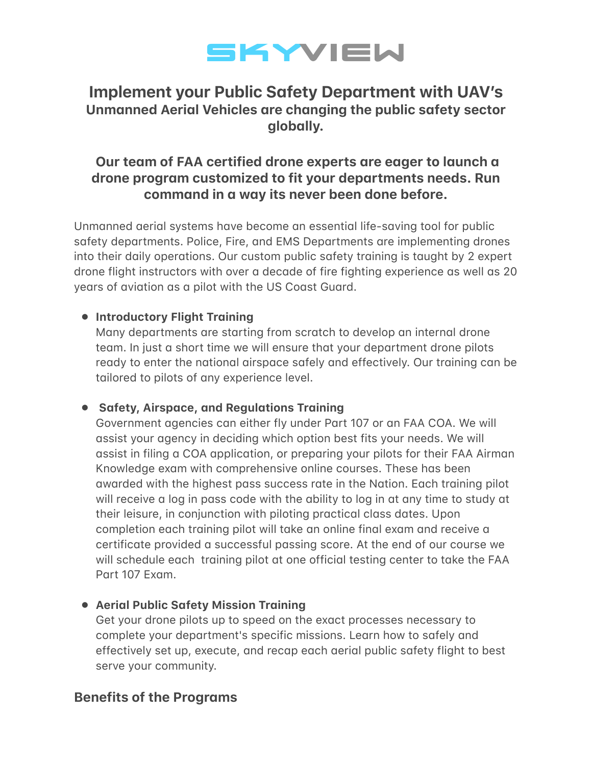# SKYVIEW

## Implement your Public Safety Department with UAV's

### Unmanned Aerial Vehicles are changing the public safety sector globally.

### Our team of FAA certified drone experts are eager to launch a drone program customized to fit your departments needs. Run command in a way its never been done before.

Unmanned aerial systems have become an essential life-saving tool for public safety departments. Police, Fire, and EMS Departments are implementing drones into their daily operations. Our custom public safety training is taught by 2 expert drone flight instructors with over a decade of fire fighting experience as well as 20 years of aviation as a pilot with the US Coast Guard.

- **Introductory Flight Training**
  Many departments are starting from scratch to develop an internal drone team. In just a short time we will ensure that your department drone pilots ready to enter the national airspace safely and effectively. Our training can be tailored to pilots of any experience level.

- **Safety, Airspace, and Regulations Training**
  Government agencies can either fly under Part 107 or an FAA COA. We will assist your agency in deciding which option best fits your needs. We will assist in filing a COA application, or preparing your pilots for their FAA Airman Knowledge exam with comprehensive online courses. These has been awarded with the highest pass success rate in the Nation. Each training pilot will receive a log in pass code with the ability to log in at any time to study at their leisure, in conjunction with piloting practical class dates. Upon completion each training pilot will take an online final exam and receive a certificate provided a successful passing score. At the end of our course we will schedule each training pilot at one official testing center to take the FAA Part 107 Exam.

- **Aerial Public Safety Mission Training**
  Get your drone pilots up to speed on the exact processes necessary to complete your department's specific missions. Learn how to safely and effectively set up, execute, and recap each aerial public safety flight to best serve your community.

## Benefits of the Programs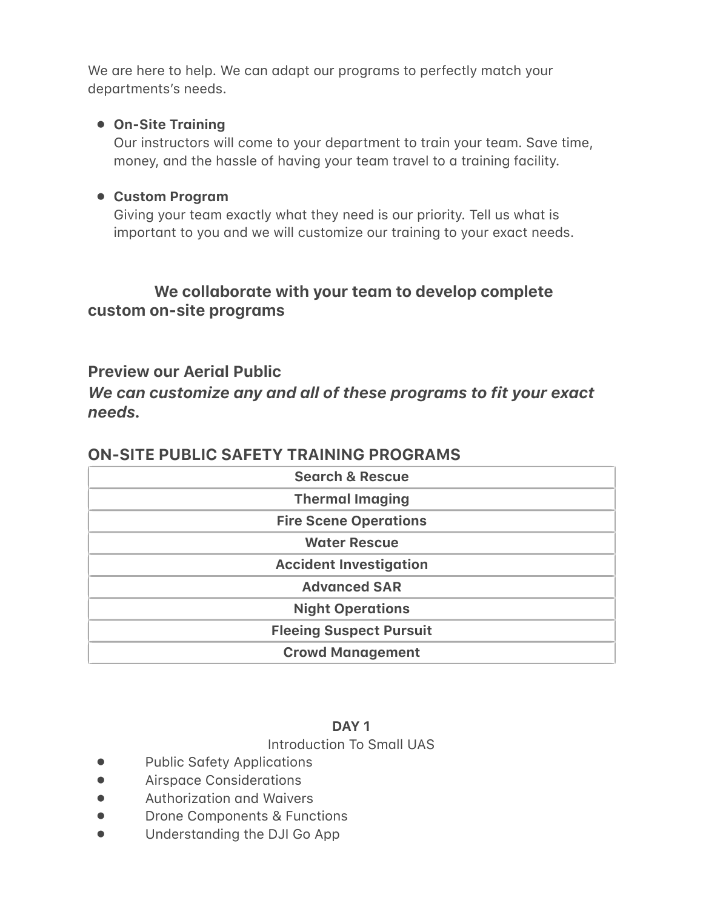We are here to help. We can adapt our programs to perfectly match your departments's needs.

- **On-Site Training**
  Our instructors will come to your department to train your team. Save time, money, and the hassle of having your team travel to a training facility.

- **Custom Program**
  Giving your team exactly what they need is our priority. Tell us what is important to you and we will customize our training to your exact needs.

### We collaborate with your team to develop complete custom on-site programs

### Preview our Aerial Public

### *We can customize any and all of these programs to fit your exact needs.*

### ON-SITE PUBLIC SAFETY TRAINING PROGRAMS

| **Search & Rescue** |
| --- |
| **Thermal Imaging** |
| **Fire Scene Operations** |
| **Water Rescue** |
| **Accident Investigation** |
| **Advanced SAR** |
| **Night Operations** |
| **Fleeing Suspect Pursuit** |
| **Crowd Management** |

**DAY 1**

Introduction To Small UAS

- Public Safety Applications
- Airspace Considerations
- Authorization and Waivers
- Drone Components & Functions
- Understanding the DJI Go App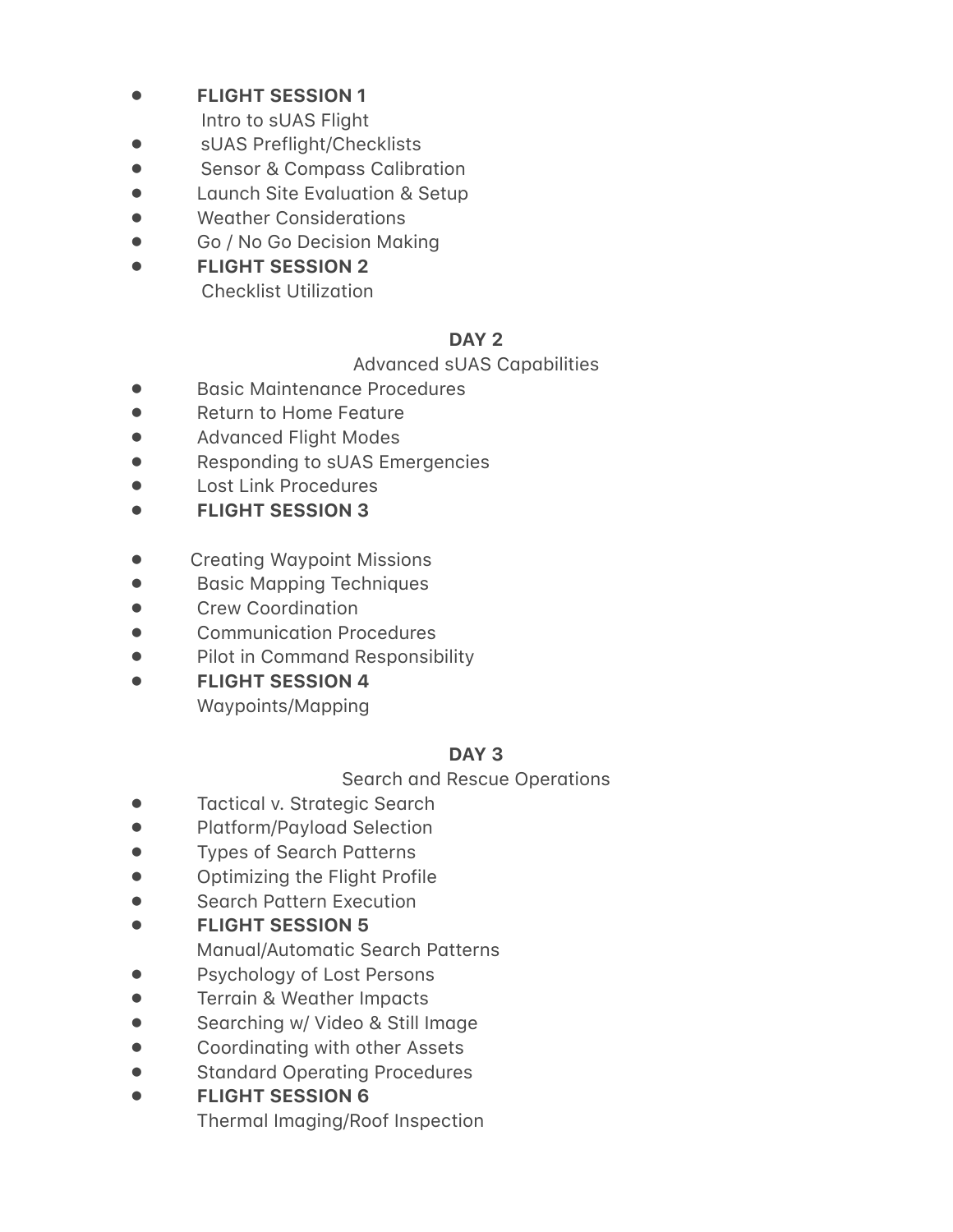- **FLIGHT SESSION 1**
  Intro to sUAS Flight
- sUAS Preflight/Checklists
- Sensor & Compass Calibration
- Launch Site Evaluation & Setup
- Weather Considerations
- Go / No Go Decision Making
- **FLIGHT SESSION 2**
  Checklist Utilization

## DAY 2

Advanced sUAS Capabilities

- Basic Maintenance Procedures
- Return to Home Feature
- Advanced Flight Modes
- Responding to sUAS Emergencies
- Lost Link Procedures
- **FLIGHT SESSION 3**

- Creating Waypoint Missions
- Basic Mapping Techniques
- Crew Coordination
- Communication Procedures
- Pilot in Command Responsibility
- **FLIGHT SESSION 4**
  Waypoints/Mapping

## DAY 3

Search and Rescue Operations

- Tactical v. Strategic Search
- Platform/Payload Selection
- Types of Search Patterns
- Optimizing the Flight Profile
- Search Pattern Execution
- **FLIGHT SESSION 5**
  Manual/Automatic Search Patterns
- Psychology of Lost Persons
- Terrain & Weather Impacts
- Searching w/ Video & Still Image
- Coordinating with other Assets
- Standard Operating Procedures
- **FLIGHT SESSION 6**
  Thermal Imaging/Roof Inspection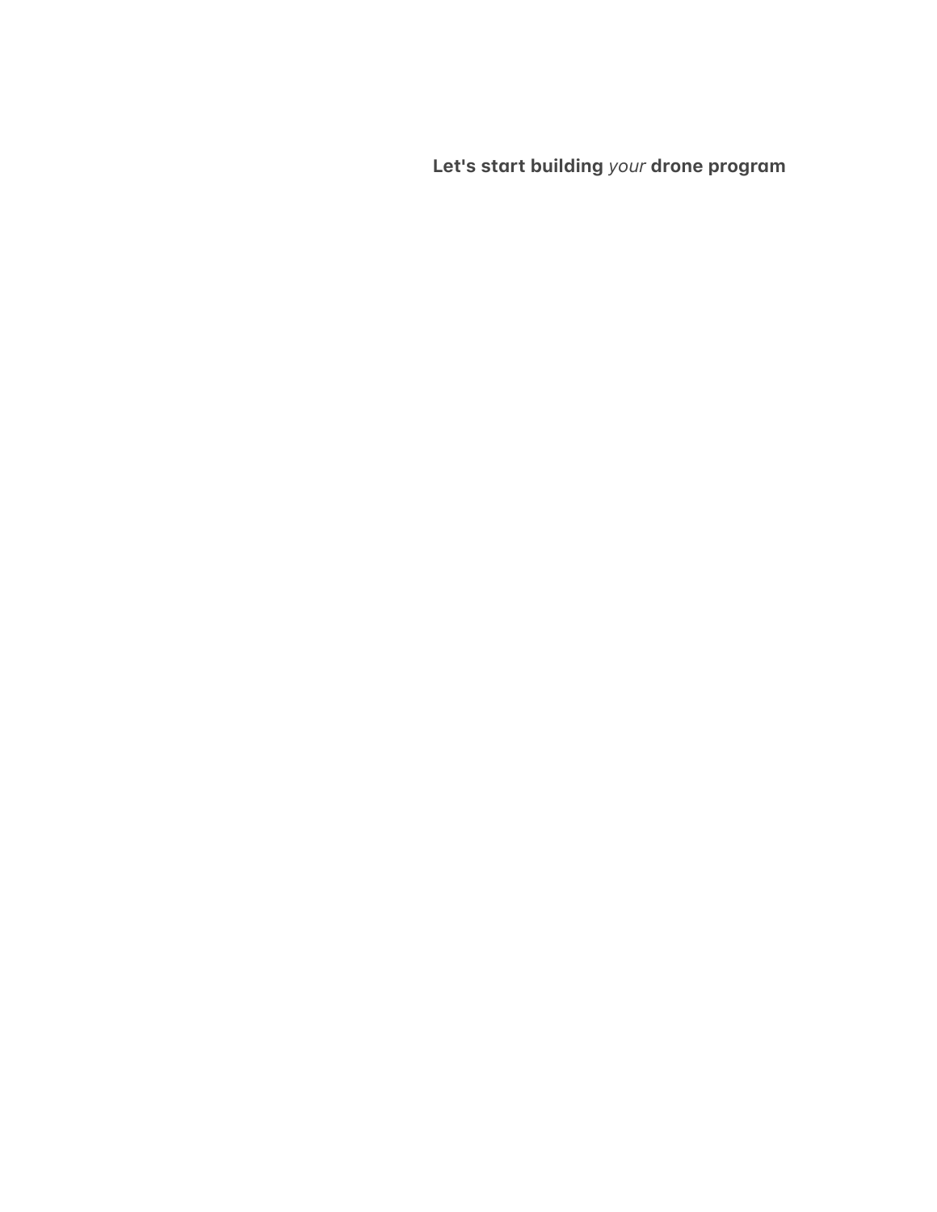**Let's start building** *your* **drone program**